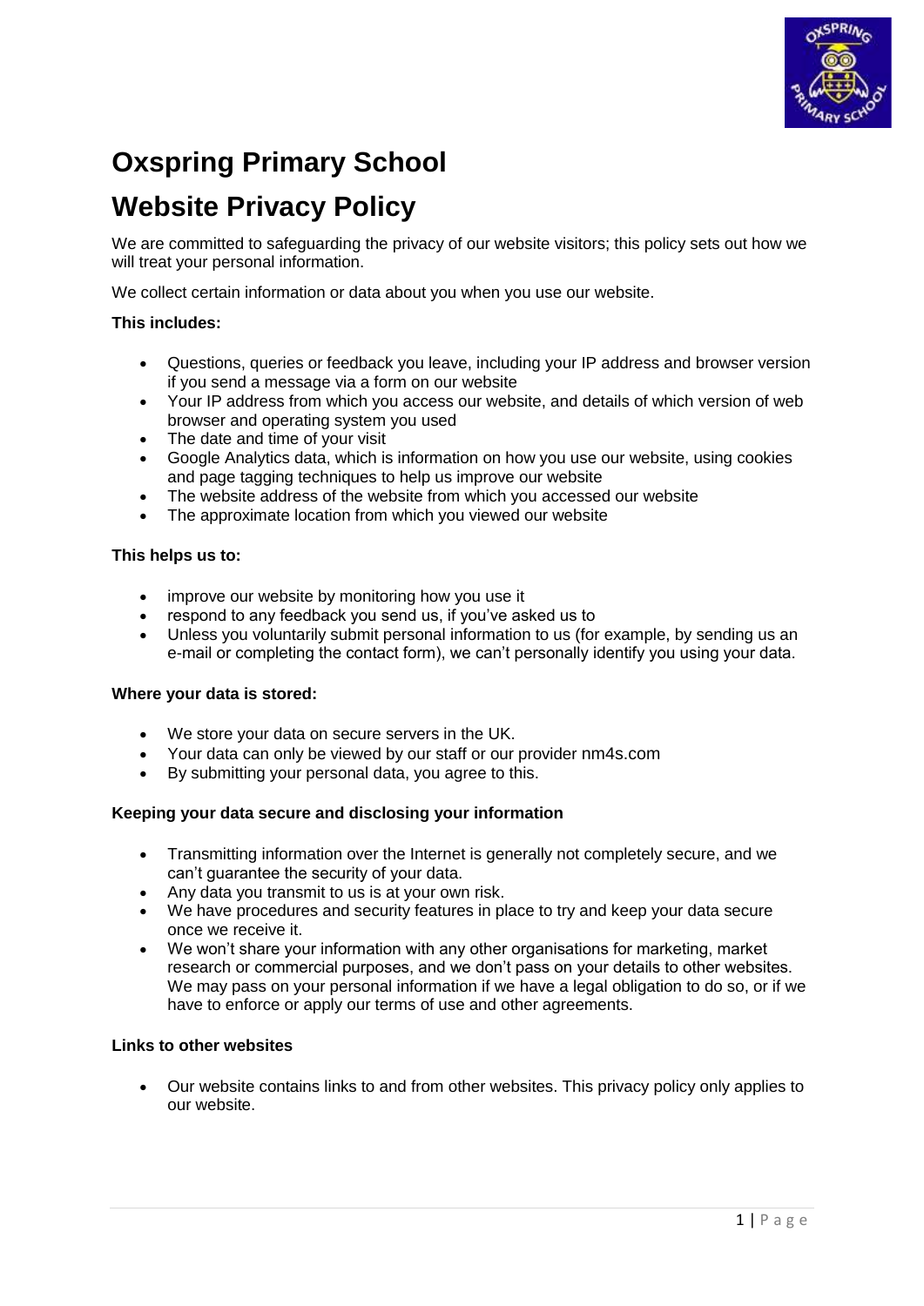# Oxspring Primary School

# Website Privacy Policy

We are committed to safeguarding the privacy of our website visitors; this policy sets out how we will treat your personal information.

We collect certain information or data about you when you use our website.

**This includes:**

- Questions, queries or feedback you leave, including your IP address and browser version if you send a message via a form on our website
- Your IP address from which you access our website, and details of which version of web browser and operating system you used
- The date and time of your visit
- Google Analytics data, which is information on how you use our website, using cookies and page tagging techniques to help us improve our website
- The website address of the website from which you accessed our website
- The approximate location from which you viewed our website

**This helps us to:**

- improve our website by monitoring how you use it
- respond to any feedback you send us, if you've asked us to
- Unless you voluntarily submit personal information to us (for example, by sending us an e-mail or completing the contact form), we can't personally identify you using your data.

**Where your data is stored:**

- We store your data on secure servers in the UK.
- Your data can only be viewed by our staff or our provider nm4s.com
- By submitting your personal data, you agree to this.

**Keeping your data secure and disclosing your information**

- Transmitting information over the Internet is generally not completely secure, and we can't guarantee the security of your data.
- Any data you transmit to us is at your own risk.
- We have procedures and security features in place to try and keep your data secure once we receive it.
- We won't share your information with any other organisations for marketing, market research or commercial purposes, and we don't pass on your details to other websites. We may pass on your personal information if we have a legal obligation to do so, or if we have to enforce or apply our terms of use and other agreements.

**Links to other websites**

- Our website contains links to and from other websites. This privacy policy only applies to our website.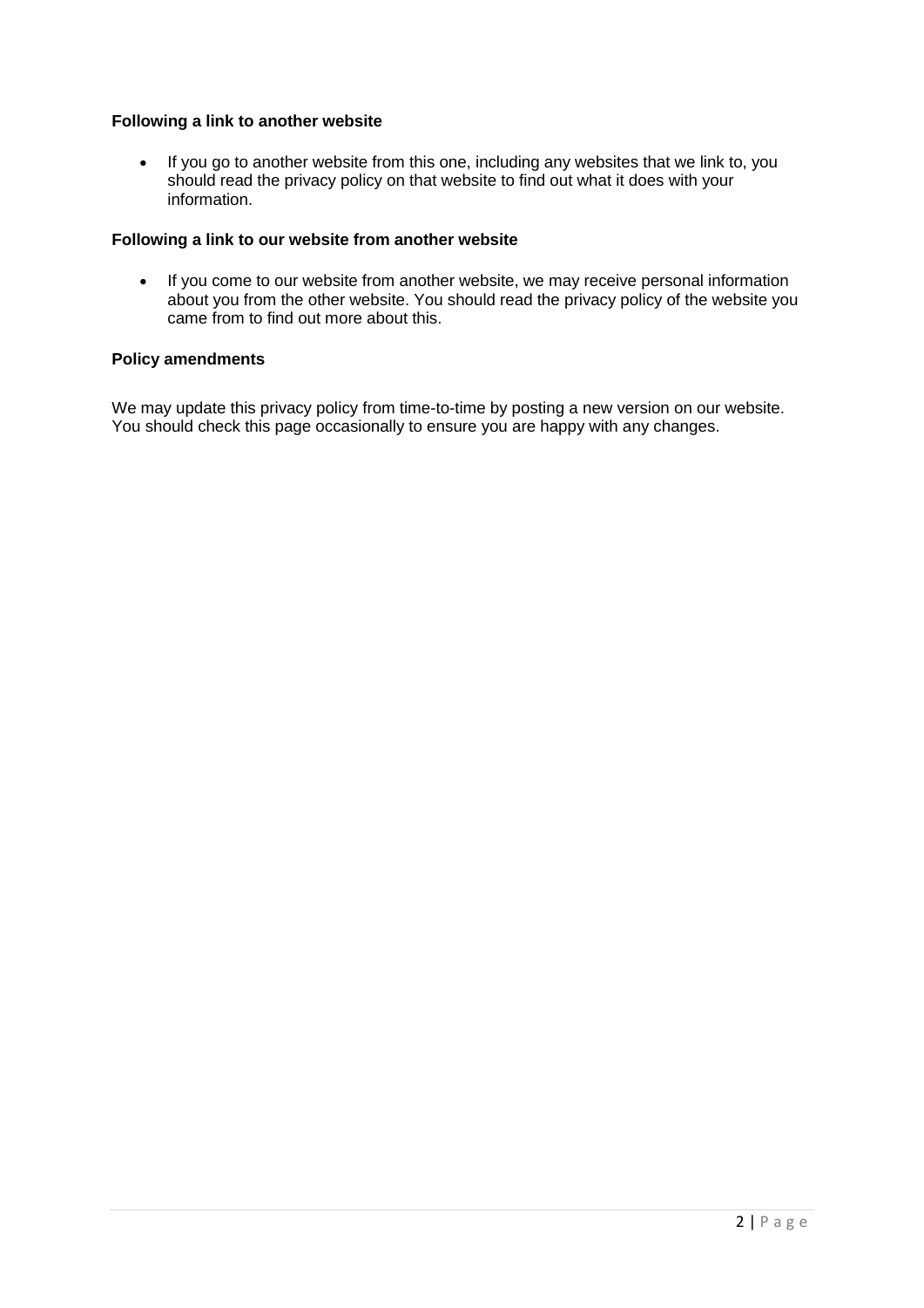**Following a link to another website**

- If you go to another website from this one, including any websites that we link to, you should read the privacy policy on that website to find out what it does with your information.

**Following a link to our website from another website**

- If you come to our website from another website, we may receive personal information about you from the other website. You should read the privacy policy of the website you came from to find out more about this.

**Policy amendments**

We may update this privacy policy from time-to-time by posting a new version on our website. You should check this page occasionally to ensure you are happy with any changes.